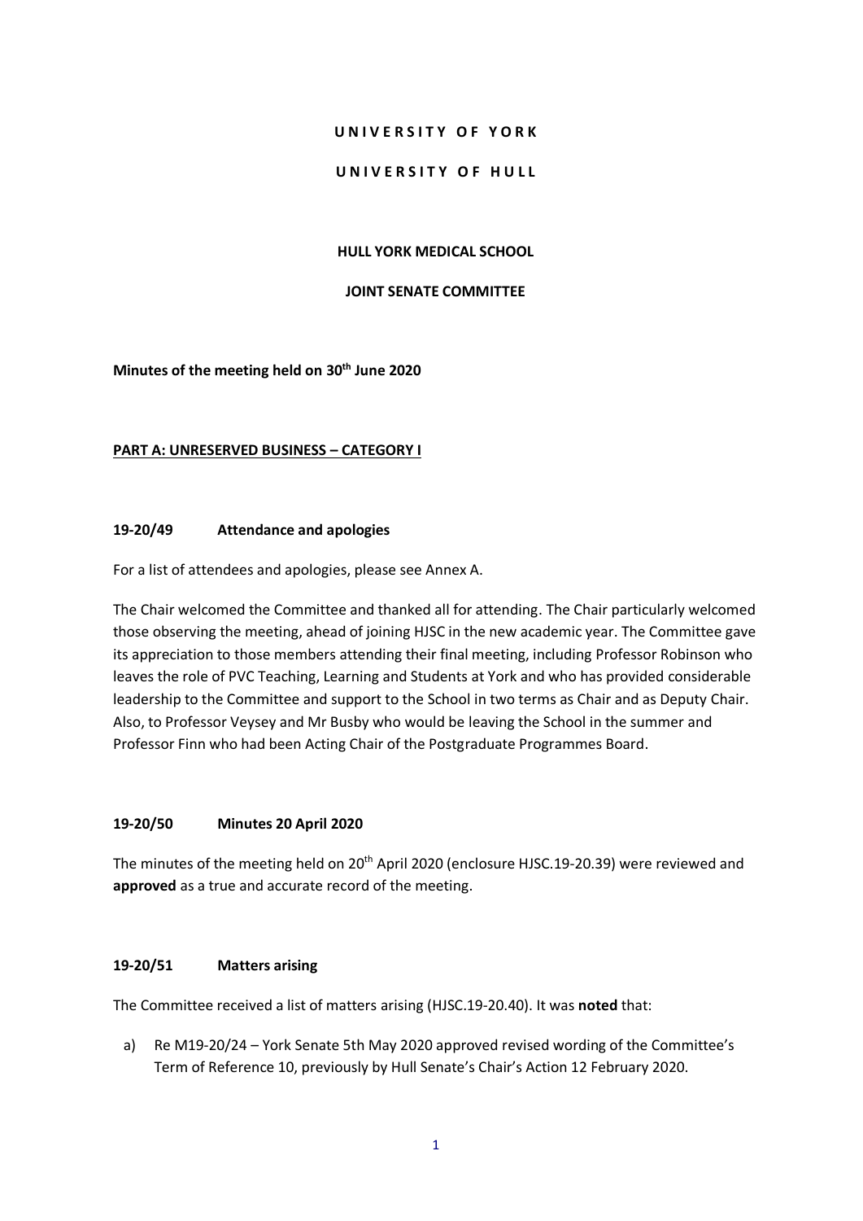**U N I V E R S I T Y  O F  Y O R K**

**U N I V E R S I T Y  O F  H U L L**

**HULL YORK MEDICAL SCHOOL**

**JOINT SENATE COMMITTEE**

**Minutes of the meeting held on 30th June 2020**

**PART A: UNRESERVED BUSINESS – CATEGORY I**

**19-20/49 Attendance and apologies**

For a list of attendees and apologies, please see Annex A.

The Chair welcomed the Committee and thanked all for attending. The Chair particularly welcomed those observing the meeting, ahead of joining HJSC in the new academic year. The Committee gave its appreciation to those members attending their final meeting, including Professor Robinson who leaves the role of PVC Teaching, Learning and Students at York and who has provided considerable leadership to the Committee and support to the School in two terms as Chair and as Deputy Chair. Also, to Professor Veysey and Mr Busby who would be leaving the School in the summer and Professor Finn who had been Acting Chair of the Postgraduate Programmes Board.

**19-20/50 Minutes 20 April 2020**

The minutes of the meeting held on 20th April 2020 (enclosure HJSC.19-20.39) were reviewed and **approved** as a true and accurate record of the meeting.

**19-20/51 Matters arising**

The Committee received a list of matters arising (HJSC.19-20.40). It was **noted** that:

a) Re M19-20/24 – York Senate 5th May 2020 approved revised wording of the Committee's Term of Reference 10, previously by Hull Senate's Chair's Action 12 February 2020.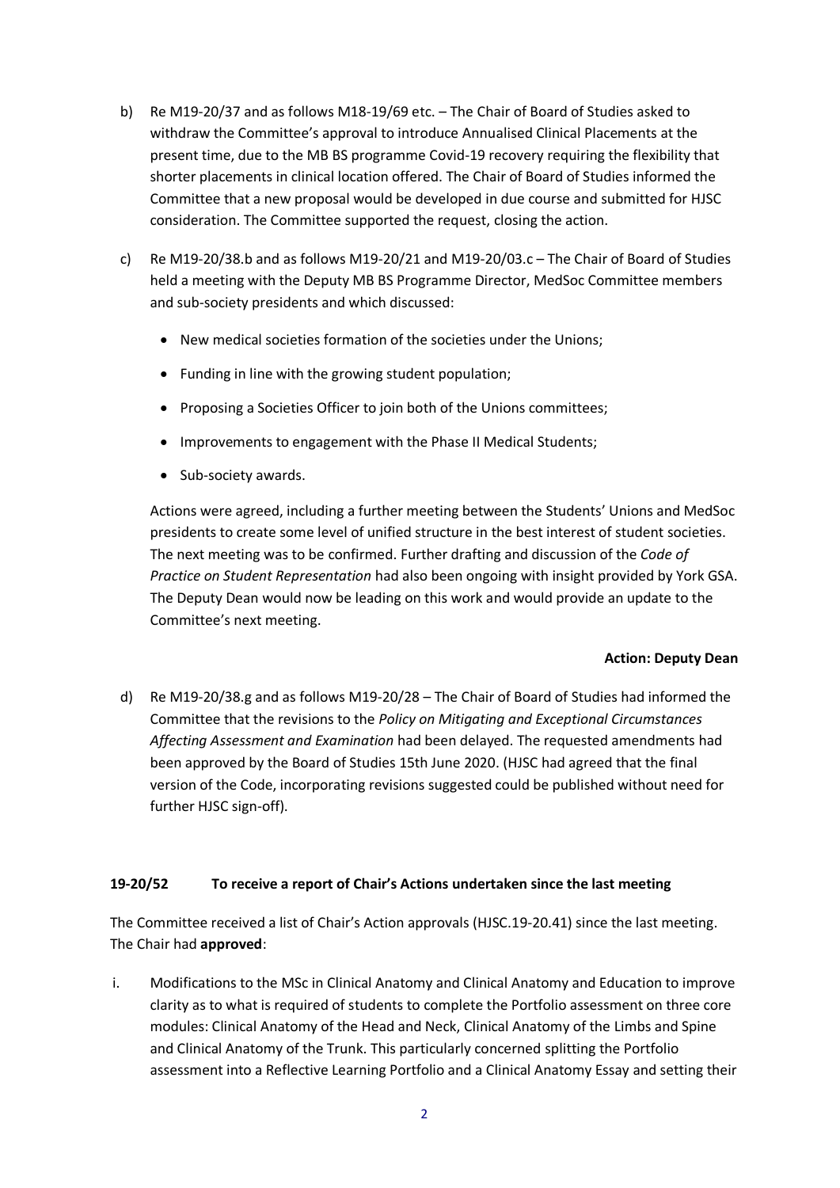b) Re M19-20/37 and as follows M18-19/69 etc. – The Chair of Board of Studies asked to withdraw the Committee's approval to introduce Annualised Clinical Placements at the present time, due to the MB BS programme Covid-19 recovery requiring the flexibility that shorter placements in clinical location offered. The Chair of Board of Studies informed the Committee that a new proposal would be developed in due course and submitted for HJSC consideration. The Committee supported the request, closing the action.

c) Re M19-20/38.b and as follows M19-20/21 and M19-20/03.c – The Chair of Board of Studies held a meeting with the Deputy MB BS Programme Director, MedSoc Committee members and sub-society presidents and which discussed:

- New medical societies formation of the societies under the Unions;
- Funding in line with the growing student population;
- Proposing a Societies Officer to join both of the Unions committees;
- Improvements to engagement with the Phase II Medical Students;
- Sub-society awards.

Actions were agreed, including a further meeting between the Students' Unions and MedSoc presidents to create some level of unified structure in the best interest of student societies. The next meeting was to be confirmed. Further drafting and discussion of the *Code of Practice on Student Representation* had also been ongoing with insight provided by York GSA. The Deputy Dean would now be leading on this work and would provide an update to the Committee's next meeting.

**Action: Deputy Dean**

d) Re M19-20/38.g and as follows M19-20/28 – The Chair of Board of Studies had informed the Committee that the revisions to the *Policy on Mitigating and Exceptional Circumstances Affecting Assessment and Examination* had been delayed. The requested amendments had been approved by the Board of Studies 15th June 2020. (HJSC had agreed that the final version of the Code, incorporating revisions suggested could be published without need for further HJSC sign-off).

### 19-20/52 To receive a report of Chair's Actions undertaken since the last meeting

The Committee received a list of Chair's Action approvals (HJSC.19-20.41) since the last meeting. The Chair had **approved**:

i. Modifications to the MSc in Clinical Anatomy and Clinical Anatomy and Education to improve clarity as to what is required of students to complete the Portfolio assessment on three core modules: Clinical Anatomy of the Head and Neck, Clinical Anatomy of the Limbs and Spine and Clinical Anatomy of the Trunk. This particularly concerned splitting the Portfolio assessment into a Reflective Learning Portfolio and a Clinical Anatomy Essay and setting their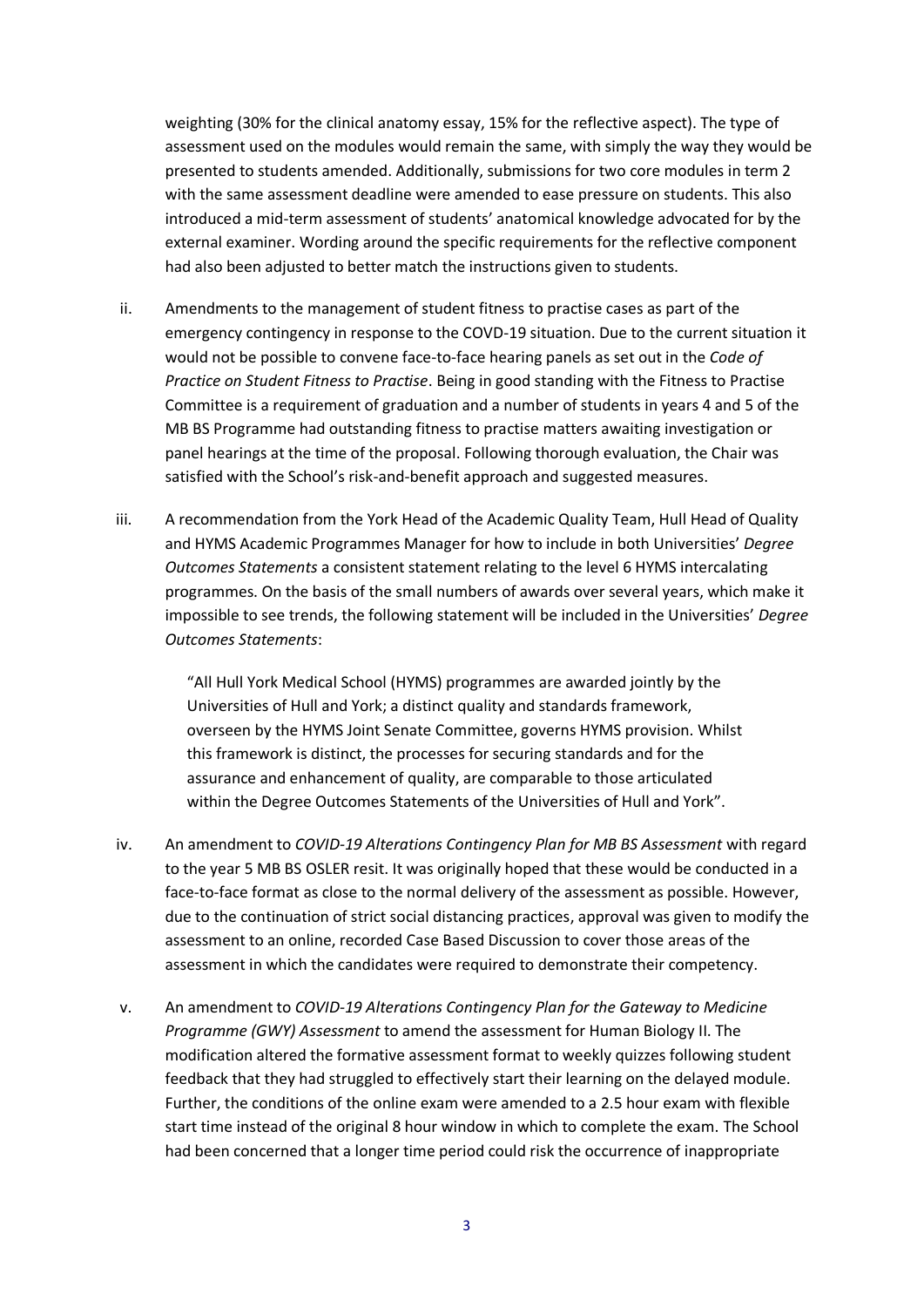weighting (30% for the clinical anatomy essay, 15% for the reflective aspect). The type of assessment used on the modules would remain the same, with simply the way they would be presented to students amended. Additionally, submissions for two core modules in term 2 with the same assessment deadline were amended to ease pressure on students. This also introduced a mid-term assessment of students' anatomical knowledge advocated for by the external examiner. Wording around the specific requirements for the reflective component had also been adjusted to better match the instructions given to students.

ii. Amendments to the management of student fitness to practise cases as part of the emergency contingency in response to the COVID-19 situation. Due to the current situation it would not be possible to convene face-to-face hearing panels as set out in the *Code of Practice on Student Fitness to Practise*. Being in good standing with the Fitness to Practise Committee is a requirement of graduation and a number of students in years 4 and 5 of the MB BS Programme had outstanding fitness to practise matters awaiting investigation or panel hearings at the time of the proposal. Following thorough evaluation, the Chair was satisfied with the School's risk-and-benefit approach and suggested measures.

iii. A recommendation from the York Head of the Academic Quality Team, Hull Head of Quality and HYMS Academic Programmes Manager for how to include in both Universities' *Degree Outcomes Statements* a consistent statement relating to the level 6 HYMS intercalating programmes. On the basis of the small numbers of awards over several years, which make it impossible to see trends, the following statement will be included in the Universities' *Degree Outcomes Statements*:

> "All Hull York Medical School (HYMS) programmes are awarded jointly by the Universities of Hull and York; a distinct quality and standards framework, overseen by the HYMS Joint Senate Committee, governs HYMS provision. Whilst this framework is distinct, the processes for securing standards and for the assurance and enhancement of quality, are comparable to those articulated within the Degree Outcomes Statements of the Universities of Hull and York".

iv. An amendment to *COVID-19 Alterations Contingency Plan for MB BS Assessment* with regard to the year 5 MB BS OSLER resit. It was originally hoped that these would be conducted in a face-to-face format as close to the normal delivery of the assessment as possible. However, due to the continuation of strict social distancing practices, approval was given to modify the assessment to an online, recorded Case Based Discussion to cover those areas of the assessment in which the candidates were required to demonstrate their competency.

v. An amendment to *COVID-19 Alterations Contingency Plan for the Gateway to Medicine Programme (GWY) Assessment* to amend the assessment for Human Biology II. The modification altered the formative assessment format to weekly quizzes following student feedback that they had struggled to effectively start their learning on the delayed module. Further, the conditions of the online exam were amended to a 2.5 hour exam with flexible start time instead of the original 8 hour window in which to complete the exam. The School had been concerned that a longer time period could risk the occurrence of inappropriate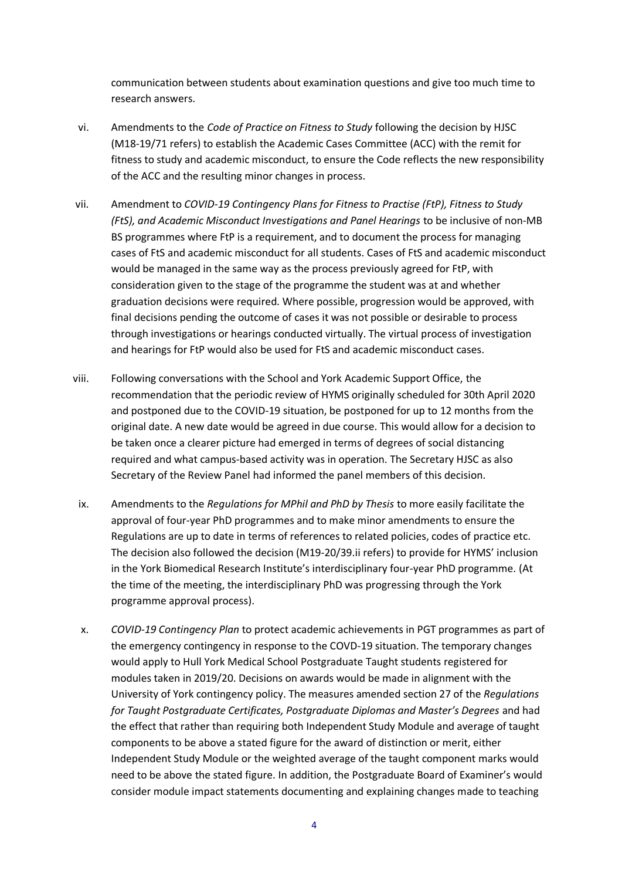communication between students about examination questions and give too much time to research answers.

vi. Amendments to the *Code of Practice on Fitness to Study* following the decision by HJSC (M18-19/71 refers) to establish the Academic Cases Committee (ACC) with the remit for fitness to study and academic misconduct, to ensure the Code reflects the new responsibility of the ACC and the resulting minor changes in process.

vii. Amendment to *COVID-19 Contingency Plans for Fitness to Practise (FtP), Fitness to Study (FtS), and Academic Misconduct Investigations and Panel Hearings* to be inclusive of non-MB BS programmes where FtP is a requirement, and to document the process for managing cases of FtS and academic misconduct for all students. Cases of FtS and academic misconduct would be managed in the same way as the process previously agreed for FtP, with consideration given to the stage of the programme the student was at and whether graduation decisions were required. Where possible, progression would be approved, with final decisions pending the outcome of cases it was not possible or desirable to process through investigations or hearings conducted virtually. The virtual process of investigation and hearings for FtP would also be used for FtS and academic misconduct cases.

viii. Following conversations with the School and York Academic Support Office, the recommendation that the periodic review of HYMS originally scheduled for 30th April 2020 and postponed due to the COVID-19 situation, be postponed for up to 12 months from the original date. A new date would be agreed in due course. This would allow for a decision to be taken once a clearer picture had emerged in terms of degrees of social distancing required and what campus-based activity was in operation. The Secretary HJSC as also Secretary of the Review Panel had informed the panel members of this decision.

ix. Amendments to the *Regulations for MPhil and PhD by Thesis* to more easily facilitate the approval of four-year PhD programmes and to make minor amendments to ensure the Regulations are up to date in terms of references to related policies, codes of practice etc. The decision also followed the decision (M19-20/39.ii refers) to provide for HYMS' inclusion in the York Biomedical Research Institute's interdisciplinary four-year PhD programme. (At the time of the meeting, the interdisciplinary PhD was progressing through the York programme approval process).

x. *COVID-19 Contingency Plan* to protect academic achievements in PGT programmes as part of the emergency contingency in response to the COVD-19 situation. The temporary changes would apply to Hull York Medical School Postgraduate Taught students registered for modules taken in 2019/20. Decisions on awards would be made in alignment with the University of York contingency policy. The measures amended section 27 of the *Regulations for Taught Postgraduate Certificates, Postgraduate Diplomas and Master's Degrees* and had the effect that rather than requiring both Independent Study Module and average of taught components to be above a stated figure for the award of distinction or merit, either Independent Study Module or the weighted average of the taught component marks would need to be above the stated figure. In addition, the Postgraduate Board of Examiner's would consider module impact statements documenting and explaining changes made to teaching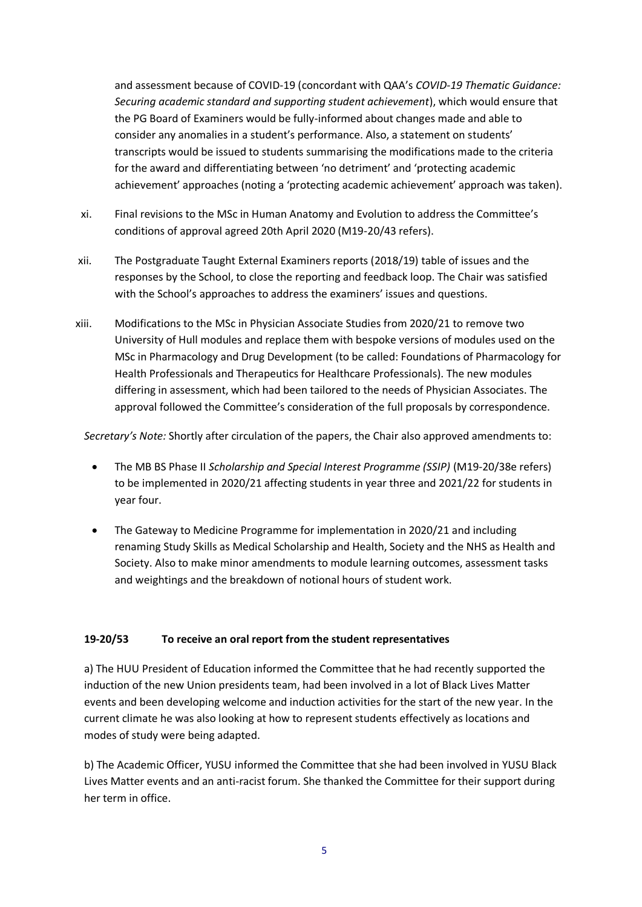and assessment because of COVID-19 (concordant with QAA's *COVID-19 Thematic Guidance: Securing academic standard and supporting student achievement*), which would ensure that the PG Board of Examiners would be fully-informed about changes made and able to consider any anomalies in a student's performance. Also, a statement on students' transcripts would be issued to students summarising the modifications made to the criteria for the award and differentiating between 'no detriment' and 'protecting academic achievement' approaches (noting a 'protecting academic achievement' approach was taken).

xi. Final revisions to the MSc in Human Anatomy and Evolution to address the Committee's conditions of approval agreed 20th April 2020 (M19-20/43 refers).

xii. The Postgraduate Taught External Examiners reports (2018/19) table of issues and the responses by the School, to close the reporting and feedback loop. The Chair was satisfied with the School's approaches to address the examiners' issues and questions.

xiii. Modifications to the MSc in Physician Associate Studies from 2020/21 to remove two University of Hull modules and replace them with bespoke versions of modules used on the MSc in Pharmacology and Drug Development (to be called: Foundations of Pharmacology for Health Professionals and Therapeutics for Healthcare Professionals). The new modules differing in assessment, which had been tailored to the needs of Physician Associates. The approval followed the Committee's consideration of the full proposals by correspondence.

*Secretary's Note:* Shortly after circulation of the papers, the Chair also approved amendments to:

- The MB BS Phase II *Scholarship and Special Interest Programme (SSIP)* (M19-20/38e refers) to be implemented in 2020/21 affecting students in year three and 2021/22 for students in year four.
- The Gateway to Medicine Programme for implementation in 2020/21 and including renaming Study Skills as Medical Scholarship and Health, Society and the NHS as Health and Society. Also to make minor amendments to module learning outcomes, assessment tasks and weightings and the breakdown of notional hours of student work.

**19-20/53 To receive an oral report from the student representatives**

a) The HUU President of Education informed the Committee that he had recently supported the induction of the new Union presidents team, had been involved in a lot of Black Lives Matter events and been developing welcome and induction activities for the start of the new year. In the current climate he was also looking at how to represent students effectively as locations and modes of study were being adapted.

b) The Academic Officer, YUSU informed the Committee that she had been involved in YUSU Black Lives Matter events and an anti-racist forum. She thanked the Committee for their support during her term in office.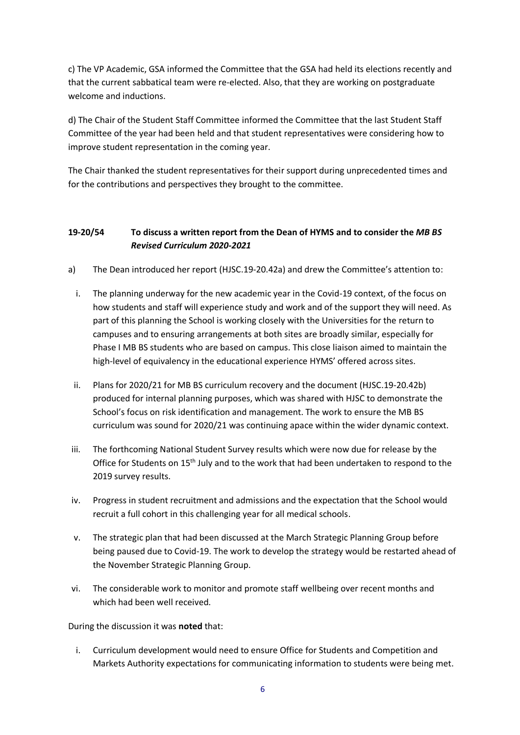c) The VP Academic, GSA informed the Committee that the GSA had held its elections recently and that the current sabbatical team were re-elected. Also, that they are working on postgraduate welcome and inductions.

d) The Chair of the Student Staff Committee informed the Committee that the last Student Staff Committee of the year had been held and that student representatives were considering how to improve student representation in the coming year.

The Chair thanked the student representatives for their support during unprecedented times and for the contributions and perspectives they brought to the committee.

### 19-20/54 To discuss a written report from the Dean of HYMS and to consider the *MB BS Revised Curriculum 2020-2021*

a) The Dean introduced her report (HJSC.19-20.42a) and drew the Committee's attention to:

i. The planning underway for the new academic year in the Covid-19 context, of the focus on how students and staff will experience study and work and of the support they will need. As part of this planning the School is working closely with the Universities for the return to campuses and to ensuring arrangements at both sites are broadly similar, especially for Phase I MB BS students who are based on campus. This close liaison aimed to maintain the high-level of equivalency in the educational experience HYMS' offered across sites.

ii. Plans for 2020/21 for MB BS curriculum recovery and the document (HJSC.19-20.42b) produced for internal planning purposes, which was shared with HJSC to demonstrate the School's focus on risk identification and management. The work to ensure the MB BS curriculum was sound for 2020/21 was continuing apace within the wider dynamic context.

iii. The forthcoming National Student Survey results which were now due for release by the Office for Students on 15th July and to the work that had been undertaken to respond to the 2019 survey results.

iv. Progress in student recruitment and admissions and the expectation that the School would recruit a full cohort in this challenging year for all medical schools.

v. The strategic plan that had been discussed at the March Strategic Planning Group before being paused due to Covid-19. The work to develop the strategy would be restarted ahead of the November Strategic Planning Group.

vi. The considerable work to monitor and promote staff wellbeing over recent months and which had been well received.

During the discussion it was **noted** that:

i. Curriculum development would need to ensure Office for Students and Competition and Markets Authority expectations for communicating information to students were being met.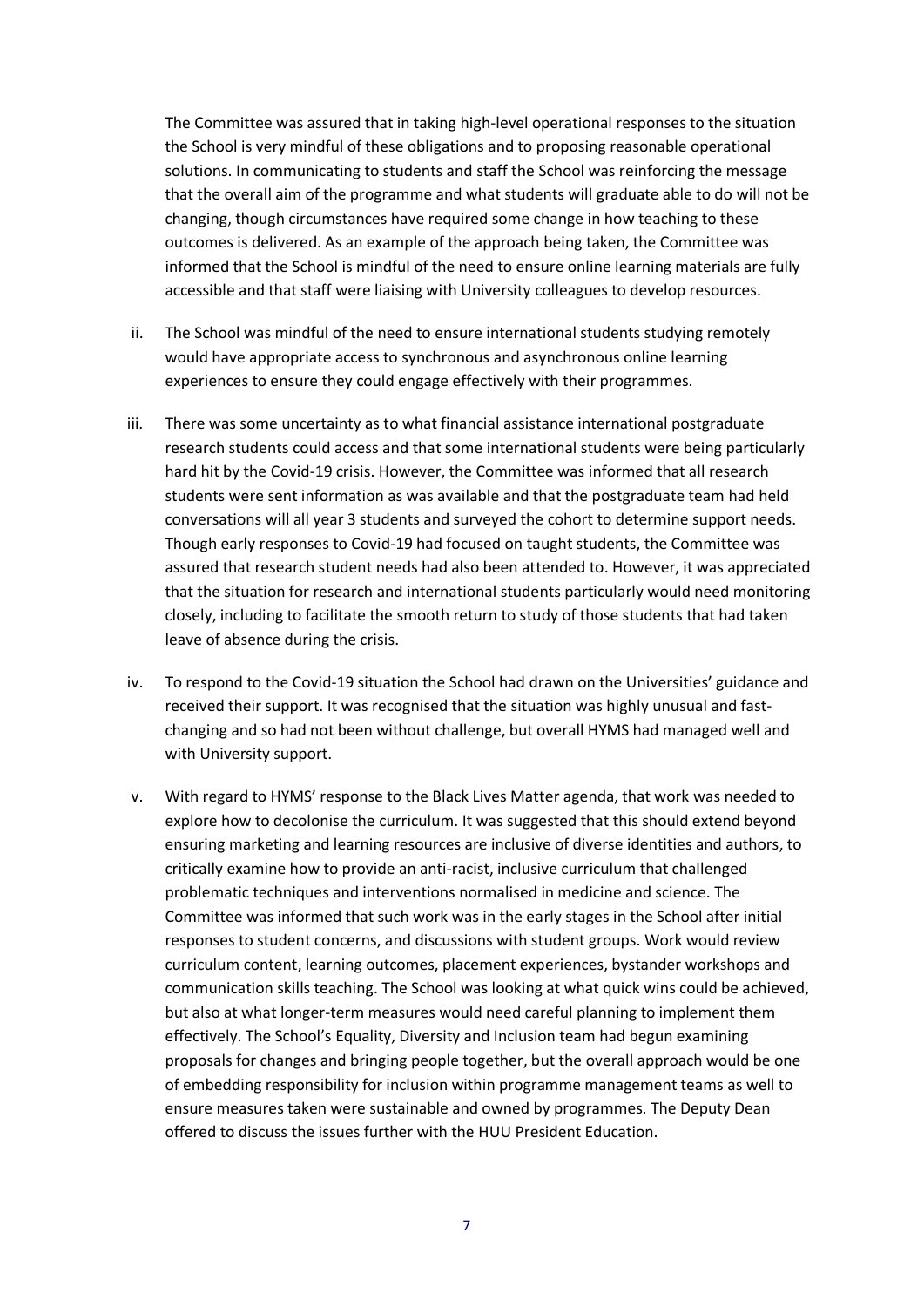The Committee was assured that in taking high-level operational responses to the situation the School is very mindful of these obligations and to proposing reasonable operational solutions. In communicating to students and staff the School was reinforcing the message that the overall aim of the programme and what students will graduate able to do will not be changing, though circumstances have required some change in how teaching to these outcomes is delivered. As an example of the approach being taken, the Committee was informed that the School is mindful of the need to ensure online learning materials are fully accessible and that staff were liaising with University colleagues to develop resources.

ii. The School was mindful of the need to ensure international students studying remotely would have appropriate access to synchronous and asynchronous online learning experiences to ensure they could engage effectively with their programmes.

iii. There was some uncertainty as to what financial assistance international postgraduate research students could access and that some international students were being particularly hard hit by the Covid-19 crisis. However, the Committee was informed that all research students were sent information as was available and that the postgraduate team had held conversations will all year 3 students and surveyed the cohort to determine support needs. Though early responses to Covid-19 had focused on taught students, the Committee was assured that research student needs had also been attended to. However, it was appreciated that the situation for research and international students particularly would need monitoring closely, including to facilitate the smooth return to study of those students that had taken leave of absence during the crisis.

iv. To respond to the Covid-19 situation the School had drawn on the Universities' guidance and received their support. It was recognised that the situation was highly unusual and fast-changing and so had not been without challenge, but overall HYMS had managed well and with University support.

v. With regard to HYMS' response to the Black Lives Matter agenda, that work was needed to explore how to decolonise the curriculum. It was suggested that this should extend beyond ensuring marketing and learning resources are inclusive of diverse identities and authors, to critically examine how to provide an anti-racist, inclusive curriculum that challenged problematic techniques and interventions normalised in medicine and science. The Committee was informed that such work was in the early stages in the School after initial responses to student concerns, and discussions with student groups. Work would review curriculum content, learning outcomes, placement experiences, bystander workshops and communication skills teaching. The School was looking at what quick wins could be achieved, but also at what longer-term measures would need careful planning to implement them effectively. The School's Equality, Diversity and Inclusion team had begun examining proposals for changes and bringing people together, but the overall approach would be one of embedding responsibility for inclusion within programme management teams as well to ensure measures taken were sustainable and owned by programmes. The Deputy Dean offered to discuss the issues further with the HUU President Education.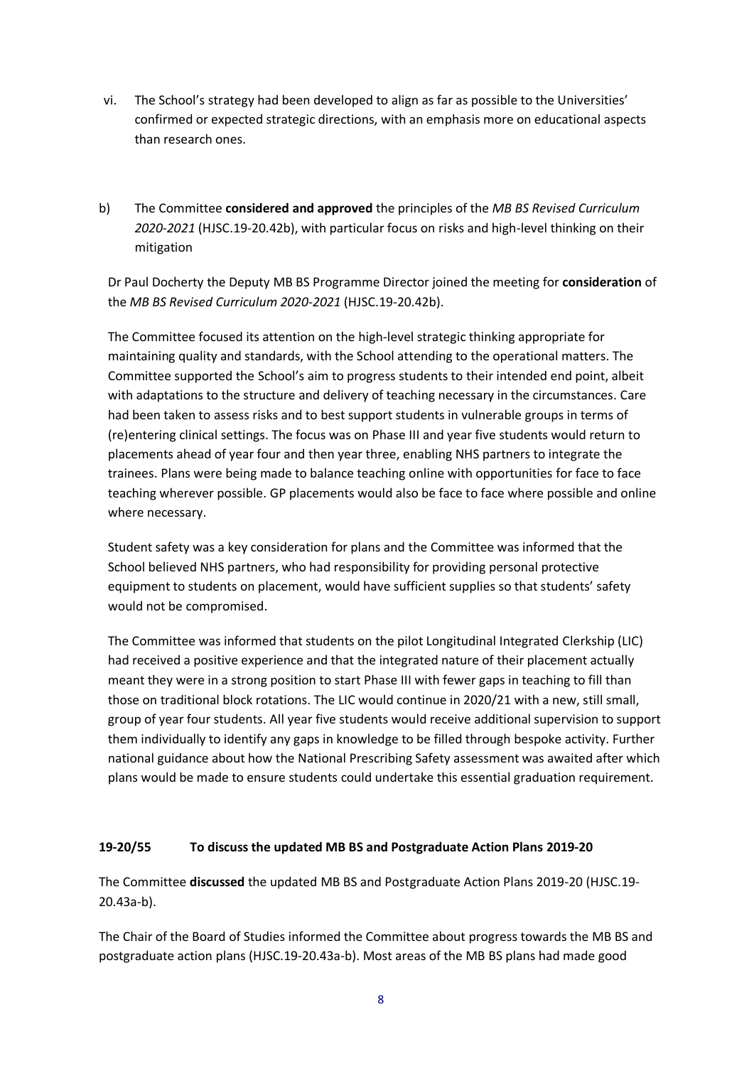vi. The School's strategy had been developed to align as far as possible to the Universities' confirmed or expected strategic directions, with an emphasis more on educational aspects than research ones.

b) The Committee **considered and approved** the principles of the *MB BS Revised Curriculum 2020-2021* (HJSC.19-20.42b), with particular focus on risks and high-level thinking on their mitigation

Dr Paul Docherty the Deputy MB BS Programme Director joined the meeting for **consideration** of the *MB BS Revised Curriculum 2020-2021* (HJSC.19-20.42b).

The Committee focused its attention on the high-level strategic thinking appropriate for maintaining quality and standards, with the School attending to the operational matters. The Committee supported the School's aim to progress students to their intended end point, albeit with adaptations to the structure and delivery of teaching necessary in the circumstances. Care had been taken to assess risks and to best support students in vulnerable groups in terms of (re)entering clinical settings. The focus was on Phase III and year five students would return to placements ahead of year four and then year three, enabling NHS partners to integrate the trainees. Plans were being made to balance teaching online with opportunities for face to face teaching wherever possible. GP placements would also be face to face where possible and online where necessary.

Student safety was a key consideration for plans and the Committee was informed that the School believed NHS partners, who had responsibility for providing personal protective equipment to students on placement, would have sufficient supplies so that students' safety would not be compromised.

The Committee was informed that students on the pilot Longitudinal Integrated Clerkship (LIC) had received a positive experience and that the integrated nature of their placement actually meant they were in a strong position to start Phase III with fewer gaps in teaching to fill than those on traditional block rotations. The LIC would continue in 2020/21 with a new, still small, group of year four students. All year five students would receive additional supervision to support them individually to identify any gaps in knowledge to be filled through bespoke activity. Further national guidance about how the National Prescribing Safety assessment was awaited after which plans would be made to ensure students could undertake this essential graduation requirement.

**19-20/55 To discuss the updated MB BS and Postgraduate Action Plans 2019-20**

The Committee **discussed** the updated MB BS and Postgraduate Action Plans 2019-20 (HJSC.19-20.43a-b).

The Chair of the Board of Studies informed the Committee about progress towards the MB BS and postgraduate action plans (HJSC.19-20.43a-b). Most areas of the MB BS plans had made good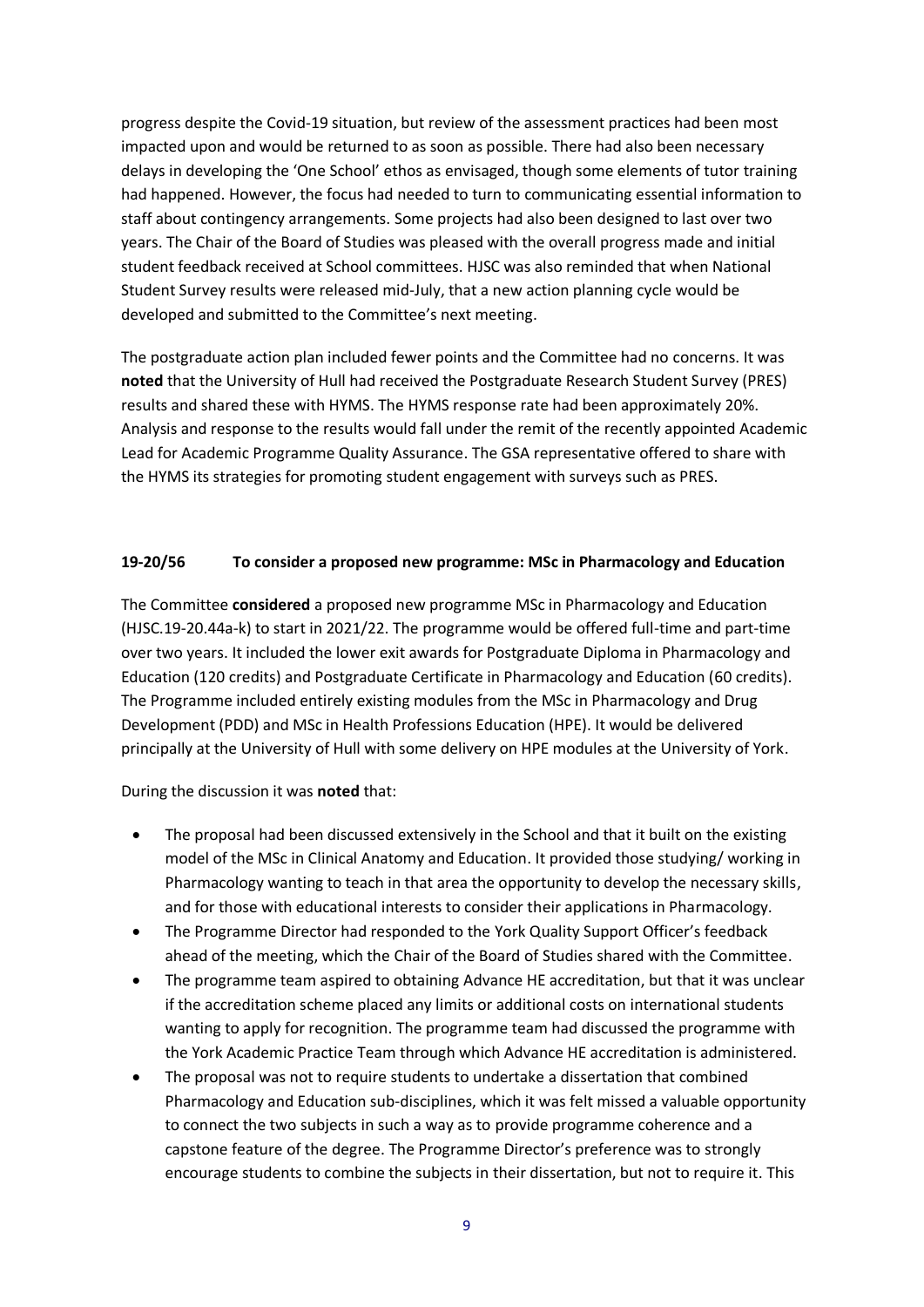progress despite the Covid-19 situation, but review of the assessment practices had been most impacted upon and would be returned to as soon as possible. There had also been necessary delays in developing the 'One School' ethos as envisaged, though some elements of tutor training had happened. However, the focus had needed to turn to communicating essential information to staff about contingency arrangements. Some projects had also been designed to last over two years. The Chair of the Board of Studies was pleased with the overall progress made and initial student feedback received at School committees. HJSC was also reminded that when National Student Survey results were released mid-July, that a new action planning cycle would be developed and submitted to the Committee's next meeting.

The postgraduate action plan included fewer points and the Committee had no concerns. It was **noted** that the University of Hull had received the Postgraduate Research Student Survey (PRES) results and shared these with HYMS. The HYMS response rate had been approximately 20%. Analysis and response to the results would fall under the remit of the recently appointed Academic Lead for Academic Programme Quality Assurance. The GSA representative offered to share with the HYMS its strategies for promoting student engagement with surveys such as PRES.

**19-20/56 To consider a proposed new programme: MSc in Pharmacology and Education**

The Committee **considered** a proposed new programme MSc in Pharmacology and Education (HJSC.19-20.44a-k) to start in 2021/22. The programme would be offered full-time and part-time over two years. It included the lower exit awards for Postgraduate Diploma in Pharmacology and Education (120 credits) and Postgraduate Certificate in Pharmacology and Education (60 credits). The Programme included entirely existing modules from the MSc in Pharmacology and Drug Development (PDD) and MSc in Health Professions Education (HPE). It would be delivered principally at the University of Hull with some delivery on HPE modules at the University of York.

During the discussion it was **noted** that:

- The proposal had been discussed extensively in the School and that it built on the existing model of the MSc in Clinical Anatomy and Education. It provided those studying/ working in Pharmacology wanting to teach in that area the opportunity to develop the necessary skills, and for those with educational interests to consider their applications in Pharmacology.
- The Programme Director had responded to the York Quality Support Officer's feedback ahead of the meeting, which the Chair of the Board of Studies shared with the Committee.
- The programme team aspired to obtaining Advance HE accreditation, but that it was unclear if the accreditation scheme placed any limits or additional costs on international students wanting to apply for recognition. The programme team had discussed the programme with the York Academic Practice Team through which Advance HE accreditation is administered.
- The proposal was not to require students to undertake a dissertation that combined Pharmacology and Education sub-disciplines, which it was felt missed a valuable opportunity to connect the two subjects in such a way as to provide programme coherence and a capstone feature of the degree. The Programme Director's preference was to strongly encourage students to combine the subjects in their dissertation, but not to require it. This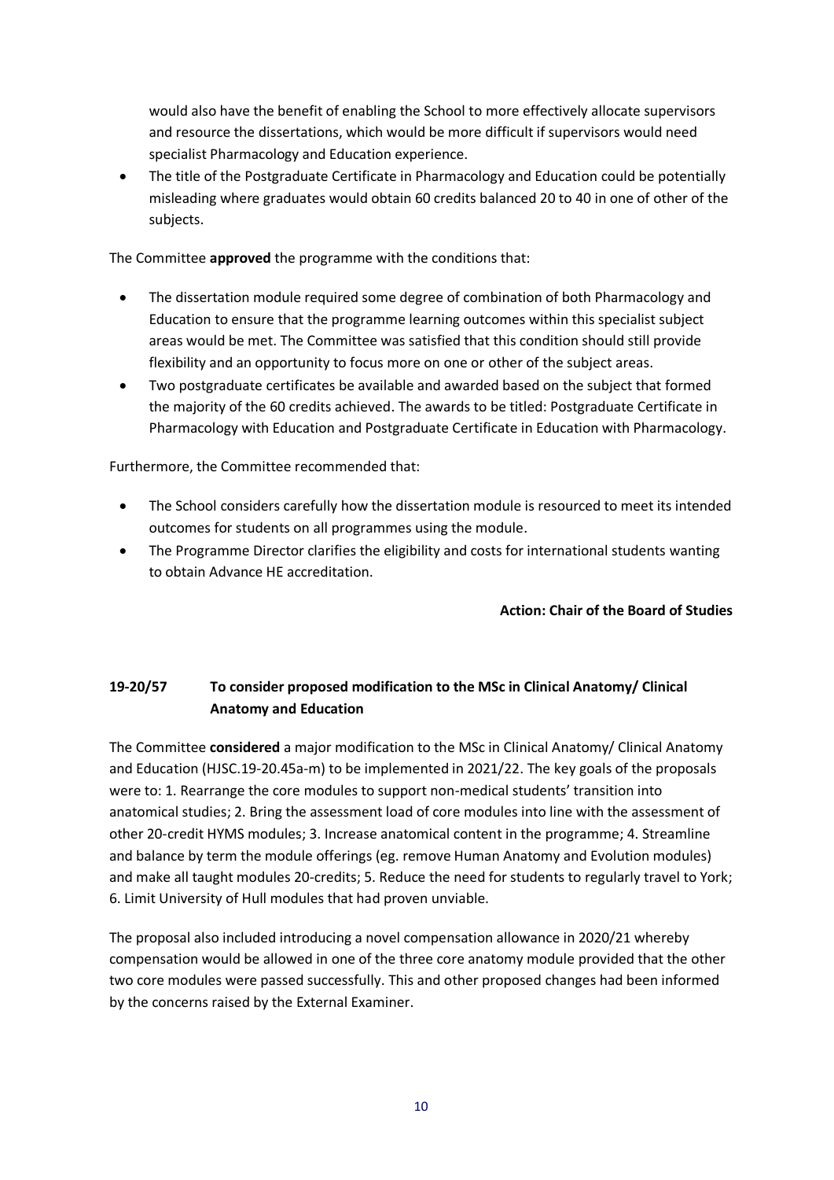would also have the benefit of enabling the School to more effectively allocate supervisors and resource the dissertations, which would be more difficult if supervisors would need specialist Pharmacology and Education experience.

- The title of the Postgraduate Certificate in Pharmacology and Education could be potentially misleading where graduates would obtain 60 credits balanced 20 to 40 in one of other of the subjects.

The Committee **approved** the programme with the conditions that:

- The dissertation module required some degree of combination of both Pharmacology and Education to ensure that the programme learning outcomes within this specialist subject areas would be met. The Committee was satisfied that this condition should still provide flexibility and an opportunity to focus more on one or other of the subject areas.
- Two postgraduate certificates be available and awarded based on the subject that formed the majority of the 60 credits achieved. The awards to be titled: Postgraduate Certificate in Pharmacology with Education and Postgraduate Certificate in Education with Pharmacology.

Furthermore, the Committee recommended that:

- The School considers carefully how the dissertation module is resourced to meet its intended outcomes for students on all programmes using the module.
- The Programme Director clarifies the eligibility and costs for international students wanting to obtain Advance HE accreditation.

**Action: Chair of the Board of Studies**

### 19-20/57 To consider proposed modification to the MSc in Clinical Anatomy/ Clinical Anatomy and Education

The Committee **considered** a major modification to the MSc in Clinical Anatomy/ Clinical Anatomy and Education (HJSC.19-20.45a-m) to be implemented in 2021/22. The key goals of the proposals were to: 1. Rearrange the core modules to support non-medical students' transition into anatomical studies; 2. Bring the assessment load of core modules into line with the assessment of other 20-credit HYMS modules; 3. Increase anatomical content in the programme; 4. Streamline and balance by term the module offerings (eg. remove Human Anatomy and Evolution modules) and make all taught modules 20-credits; 5. Reduce the need for students to regularly travel to York; 6. Limit University of Hull modules that had proven unviable.

The proposal also included introducing a novel compensation allowance in 2020/21 whereby compensation would be allowed in one of the three core anatomy module provided that the other two core modules were passed successfully. This and other proposed changes had been informed by the concerns raised by the External Examiner.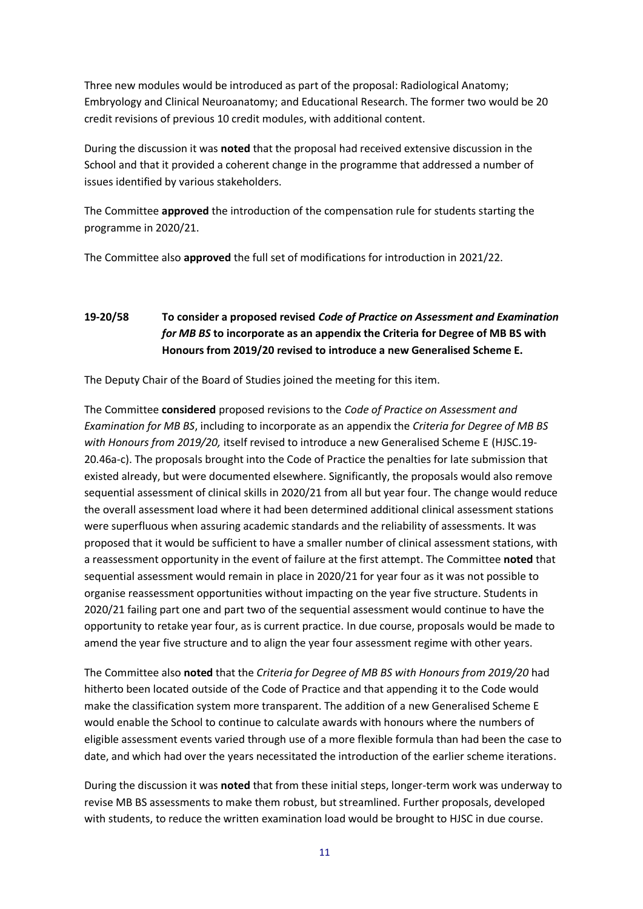Three new modules would be introduced as part of the proposal: Radiological Anatomy; Embryology and Clinical Neuroanatomy; and Educational Research. The former two would be 20 credit revisions of previous 10 credit modules, with additional content.

During the discussion it was **noted** that the proposal had received extensive discussion in the School and that it provided a coherent change in the programme that addressed a number of issues identified by various stakeholders.

The Committee **approved** the introduction of the compensation rule for students starting the programme in 2020/21.

The Committee also **approved** the full set of modifications for introduction in 2021/22.

### 19-20/58 To consider a proposed revised *Code of Practice on Assessment and Examination for MB BS* to incorporate as an appendix the Criteria for Degree of MB BS with Honours from 2019/20 revised to introduce a new Generalised Scheme E.

The Deputy Chair of the Board of Studies joined the meeting for this item.

The Committee **considered** proposed revisions to the *Code of Practice on Assessment and Examination for MB BS*, including to incorporate as an appendix the *Criteria for Degree of MB BS with Honours from 2019/20,* itself revised to introduce a new Generalised Scheme E (HJSC.19-20.46a-c). The proposals brought into the Code of Practice the penalties for late submission that existed already, but were documented elsewhere. Significantly, the proposals would also remove sequential assessment of clinical skills in 2020/21 from all but year four. The change would reduce the overall assessment load where it had been determined additional clinical assessment stations were superfluous when assuring academic standards and the reliability of assessments. It was proposed that it would be sufficient to have a smaller number of clinical assessment stations, with a reassessment opportunity in the event of failure at the first attempt. The Committee **noted** that sequential assessment would remain in place in 2020/21 for year four as it was not possible to organise reassessment opportunities without impacting on the year five structure. Students in 2020/21 failing part one and part two of the sequential assessment would continue to have the opportunity to retake year four, as is current practice. In due course, proposals would be made to amend the year five structure and to align the year four assessment regime with other years.

The Committee also **noted** that the *Criteria for Degree of MB BS with Honours from 2019/20* had hitherto been located outside of the Code of Practice and that appending it to the Code would make the classification system more transparent. The addition of a new Generalised Scheme E would enable the School to continue to calculate awards with honours where the numbers of eligible assessment events varied through use of a more flexible formula than had been the case to date, and which had over the years necessitated the introduction of the earlier scheme iterations.

During the discussion it was **noted** that from these initial steps, longer-term work was underway to revise MB BS assessments to make them robust, but streamlined. Further proposals, developed with students, to reduce the written examination load would be brought to HJSC in due course.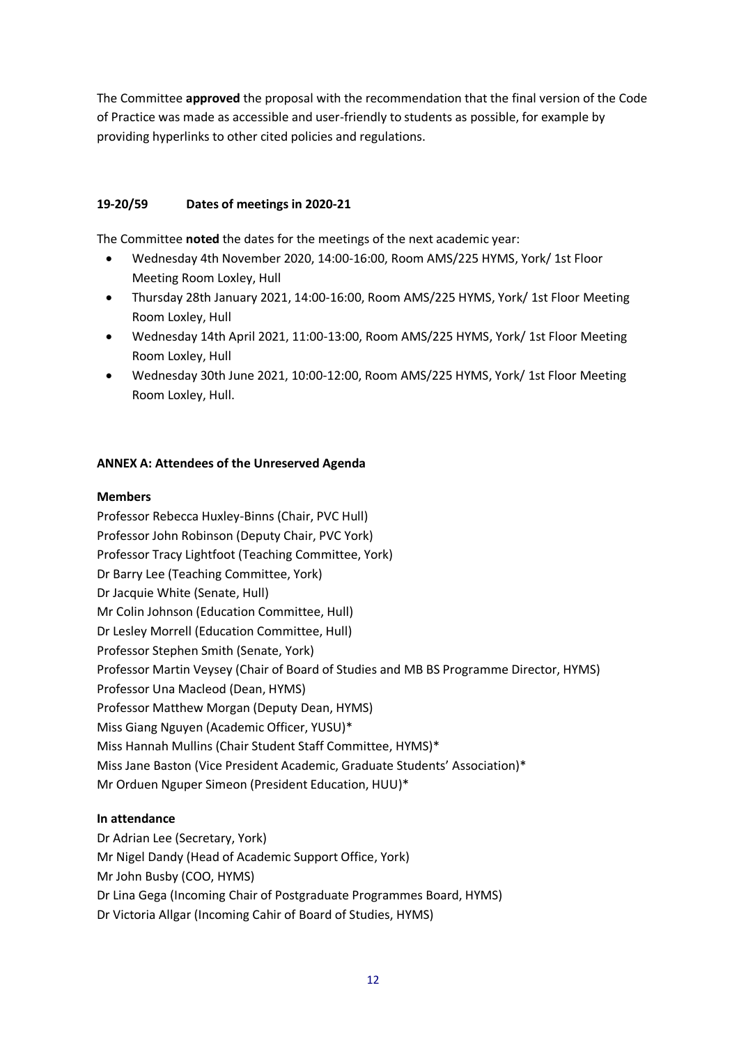The Committee **approved** the proposal with the recommendation that the final version of the Code of Practice was made as accessible and user-friendly to students as possible, for example by providing hyperlinks to other cited policies and regulations.

### 19-20/59 Dates of meetings in 2020-21

The Committee **noted** the dates for the meetings of the next academic year:

- Wednesday 4th November 2020, 14:00-16:00, Room AMS/225 HYMS, York/ 1st Floor Meeting Room Loxley, Hull
- Thursday 28th January 2021, 14:00-16:00, Room AMS/225 HYMS, York/ 1st Floor Meeting Room Loxley, Hull
- Wednesday 14th April 2021, 11:00-13:00, Room AMS/225 HYMS, York/ 1st Floor Meeting Room Loxley, Hull
- Wednesday 30th June 2021, 10:00-12:00, Room AMS/225 HYMS, York/ 1st Floor Meeting Room Loxley, Hull.

### ANNEX A: Attendees of the Unreserved Agenda

**Members**

Professor Rebecca Huxley-Binns (Chair, PVC Hull)
Professor John Robinson (Deputy Chair, PVC York)
Professor Tracy Lightfoot (Teaching Committee, York)
Dr Barry Lee (Teaching Committee, York)
Dr Jacquie White (Senate, Hull)
Mr Colin Johnson (Education Committee, Hull)
Dr Lesley Morrell (Education Committee, Hull)
Professor Stephen Smith (Senate, York)
Professor Martin Veysey (Chair of Board of Studies and MB BS Programme Director, HYMS)
Professor Una Macleod (Dean, HYMS)
Professor Matthew Morgan (Deputy Dean, HYMS)
Miss Giang Nguyen (Academic Officer, YUSU)*
Miss Hannah Mullins (Chair Student Staff Committee, HYMS)*
Miss Jane Baston (Vice President Academic, Graduate Students' Association)*
Mr Orduen Nguper Simeon (President Education, HUU)*

**In attendance**

Dr Adrian Lee (Secretary, York)
Mr Nigel Dandy (Head of Academic Support Office, York)
Mr John Busby (COO, HYMS)
Dr Lina Gega (Incoming Chair of Postgraduate Programmes Board, HYMS)
Dr Victoria Allgar (Incoming Cahir of Board of Studies, HYMS)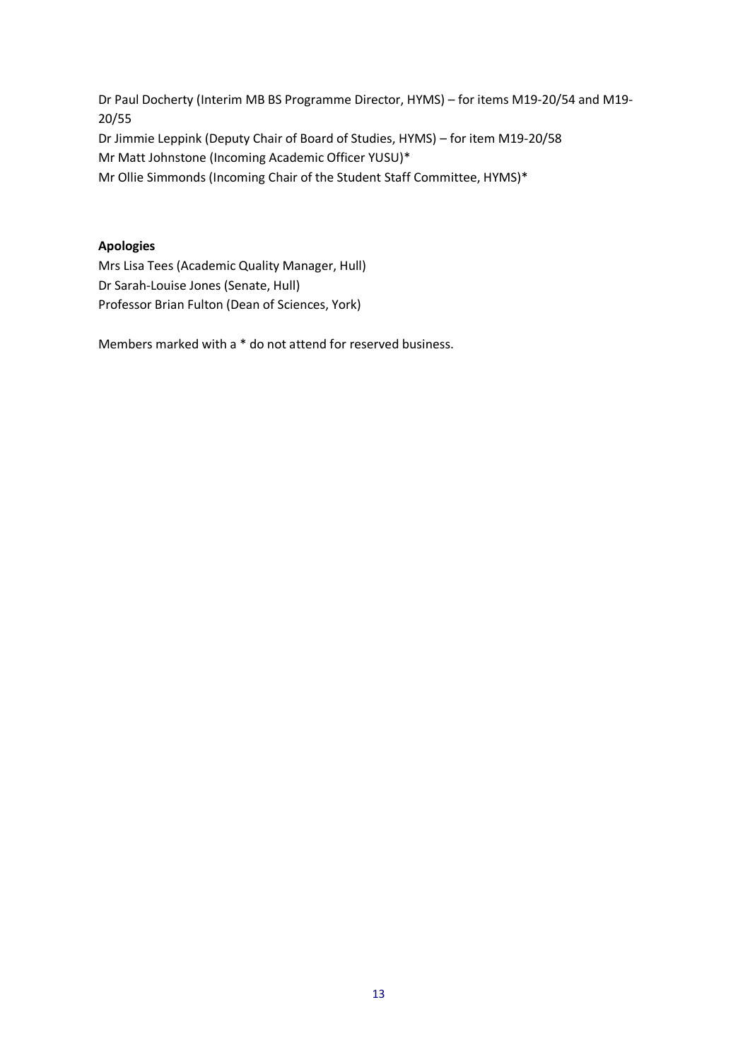Dr Paul Docherty (Interim MB BS Programme Director, HYMS) – for items M19-20/54 and M19-20/55
Dr Jimmie Leppink (Deputy Chair of Board of Studies, HYMS) – for item M19-20/58
Mr Matt Johnstone (Incoming Academic Officer YUSU)*
Mr Ollie Simmonds (Incoming Chair of the Student Staff Committee, HYMS)*

**Apologies**

Mrs Lisa Tees (Academic Quality Manager, Hull)
Dr Sarah-Louise Jones (Senate, Hull)
Professor Brian Fulton (Dean of Sciences, York)

Members marked with a * do not attend for reserved business.